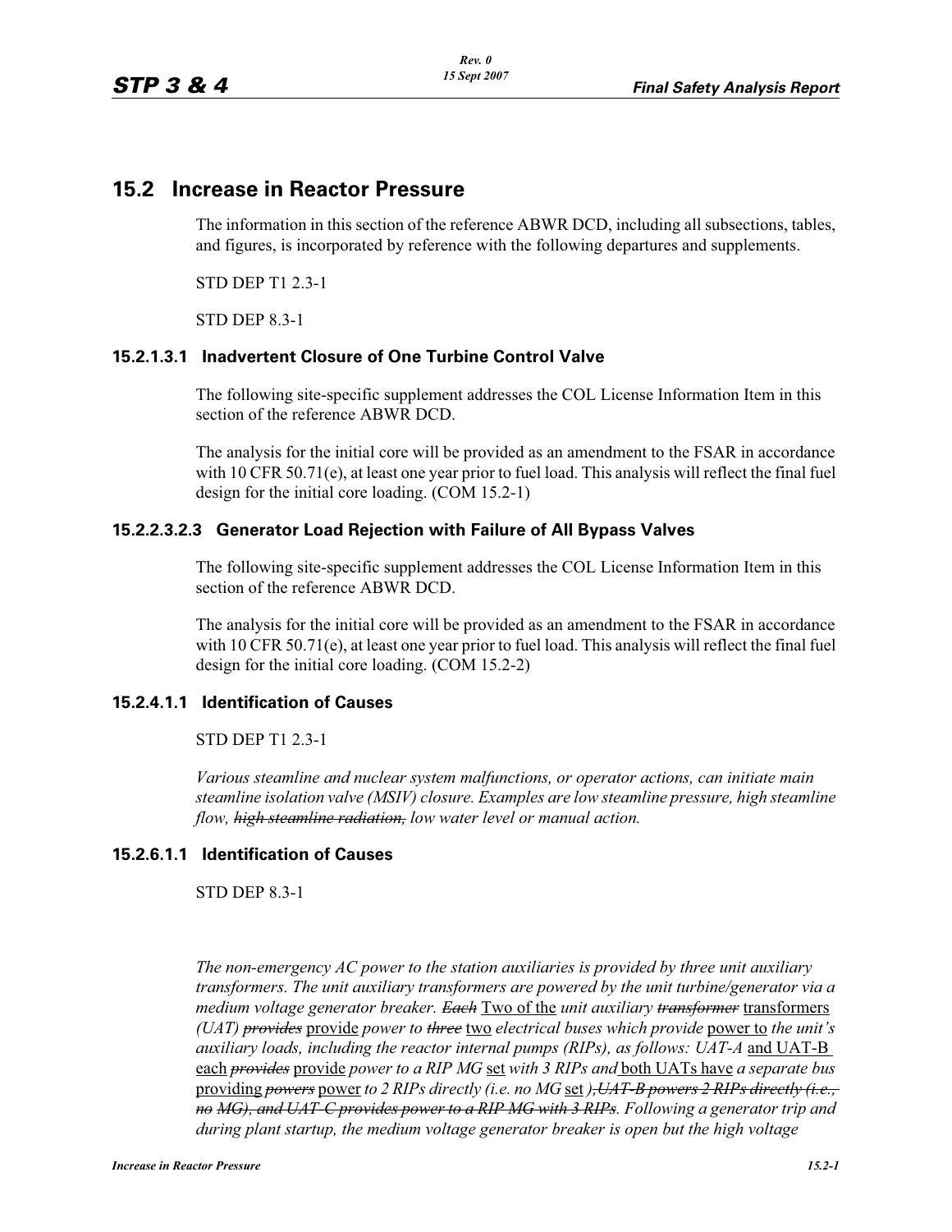# 15.2 Increase in Reactor Pressure

The information in this section of the reference ABWR DCD, including all subsections, tables, and figures, is incorporated by reference with the following departures and supplements.

STD DEP T1 2.3-1

STD DEP 8.3-1

### 15.2.1.3.1 Inadvertent Closure of One Turbine Control Valve

The following site-specific supplement addresses the COL License Information Item in this section of the reference ABWR DCD.

The analysis for the initial core will be provided as an amendment to the FSAR in accordance with 10 CFR 50.71(e), at least one year prior to fuel load. This analysis will reflect the final fuel design for the initial core loading. (COM 15.2-1)

### 15.2.2.3.2.3 Generator Load Rejection with Failure of All Bypass Valves

The following site-specific supplement addresses the COL License Information Item in this section of the reference ABWR DCD.

The analysis for the initial core will be provided as an amendment to the FSAR in accordance with 10 CFR 50.71(e), at least one year prior to fuel load. This analysis will reflect the final fuel design for the initial core loading. (COM 15.2-2)

### 15.2.4.1.1 Identification of Causes

STD DEP T1 2.3-1

*Various steamline and nuclear system malfunctions, or operator actions, can initiate main steamline isolation valve (MSIV) closure. Examples are low steamline pressure, high steamline flow, ~~high steamline radiation,~~ low water level or manual action.*

### 15.2.6.1.1 Identification of Causes

STD DEP 8.3-1

*The non-emergency AC power to the station auxiliaries is provided by three unit auxiliary transformers. The unit auxiliary transformers are powered by the unit turbine/generator via a medium voltage generator breaker. ~~Each~~* <u>Two of the</u> *unit auxiliary ~~transformer~~* <u>transformers</u> *(UAT) ~~provides~~* <u>provide</u> *power to ~~three~~* <u>two</u> *electrical buses which provide* <u>power to</u> *the unit's auxiliary loads, including the reactor internal pumps (RIPs), as follows: UAT-A* <u>and UAT-B each</u> *~~provides~~* <u>provide</u> *power to a RIP MG* <u>set</u> *with 3 RIPs and* <u>both UATs have</u> *a separate bus* <u>providing</u> *~~powers~~* <u>power</u> *to 2 RIPs directly (i.e. no MG* <u>set</u> *)~~, UAT-B powers 2 RIPs directly (i.e., no MG), and UAT-C provides power to a RIP MG with 3 RIPs~~. Following a generator trip and during plant startup, the medium voltage generator breaker is open but the high voltage*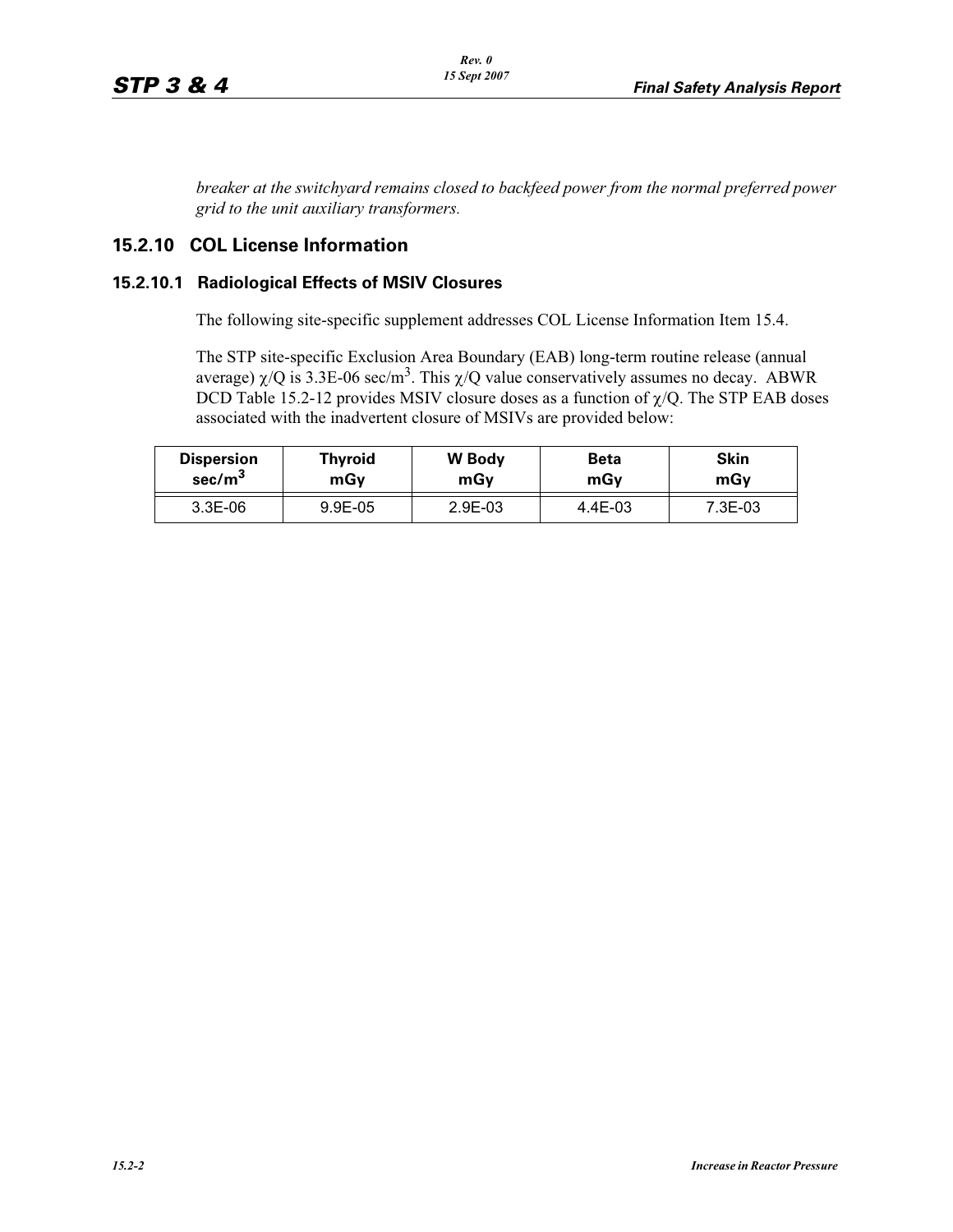*breaker at the switchyard remains closed to backfeed power from the normal preferred power grid to the unit auxiliary transformers.*

## 15.2.10 COL License Information

### 15.2.10.1 Radiological Effects of MSIV Closures

The following site-specific supplement addresses COL License Information Item 15.4.

The STP site-specific Exclusion Area Boundary (EAB) long-term routine release (annual average) $\chi/Q$ is 3.3E-06 sec/m$^3$. This $\chi/Q$ value conservatively assumes no decay. ABWR DCD Table 15.2-12 provides MSIV closure doses as a function of $\chi/Q$. The STP EAB doses associated with the inadvertent closure of MSIVs are provided below:

| Dispersion sec/m$^3$ | Thyroid mGy | W Body mGy | Beta mGy | Skin mGy |
|---|---|---|---|---|
| 3.3E-06 | 9.9E-05 | 2.9E-03 | 4.4E-03 | 7.3E-03 |